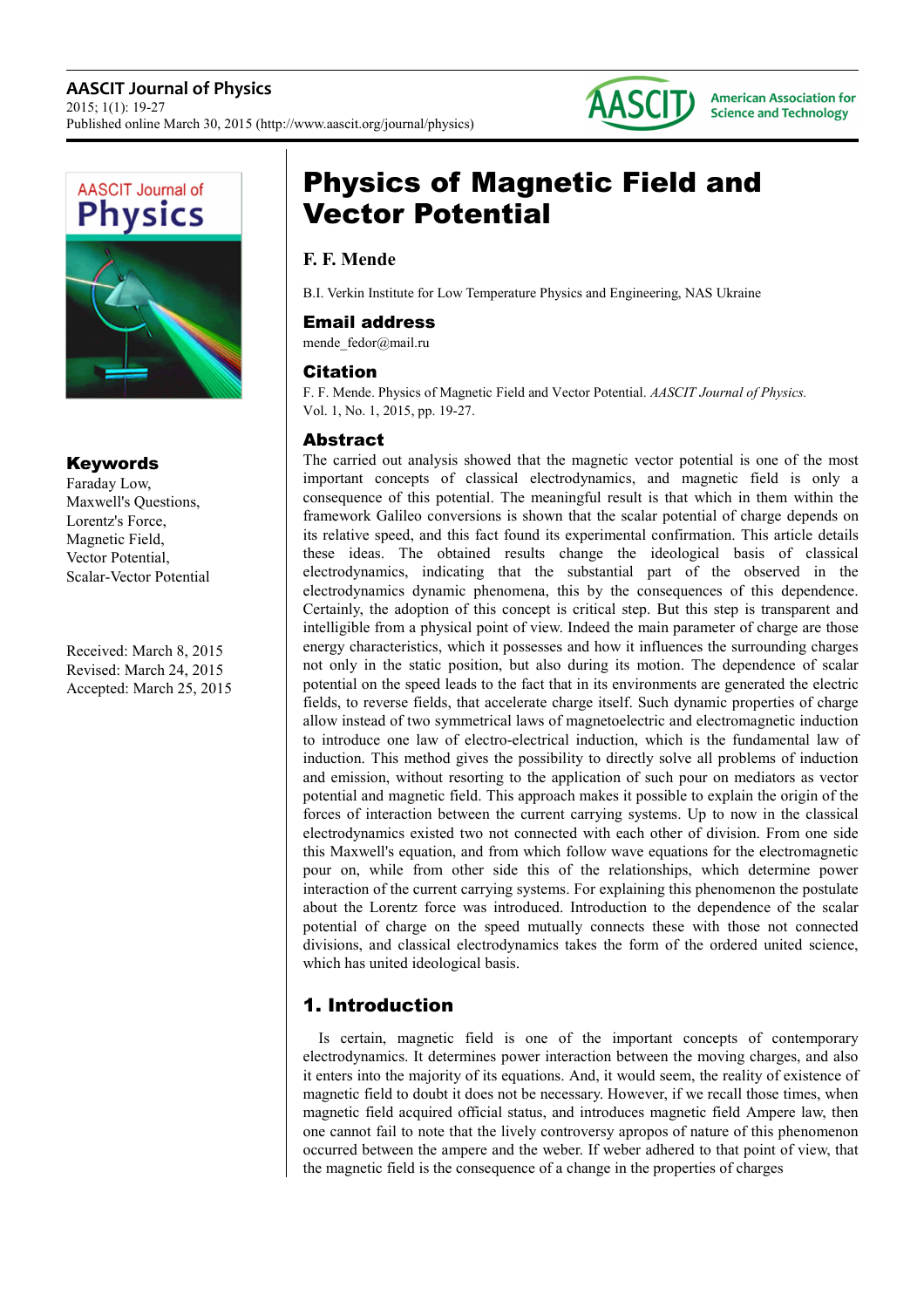# Physics of Magnetic Field and Vector Potential

**F. F. Mende**

B.I. Verkin Institute for Low Temperature Physics and Engineering, NAS Ukraine

## Email address

mende_fedor@mail.ru

## Citation

F. F. Mende. Physics of Magnetic Field and Vector Potential. *AASCIT Journal of Physics.* Vol. 1, No. 1, 2015, pp. 19-27.

## Keywords

Faraday Low,
Maxwell's Questions,
Lorentz's Force,
Magnetic Field,
Vector Potential,
Scalar-Vector Potential

Received: March 8, 2015
Revised: March 24, 2015
Accepted: March 25, 2015

## Abstract

The carried out analysis showed that the magnetic vector potential is one of the most important concepts of classical electrodynamics, and magnetic field is only a consequence of this potential. The meaningful result is that which in them within the framework Galileo conversions is shown that the scalar potential of charge depends on its relative speed, and this fact found its experimental confirmation. This article details these ideas. The obtained results change the ideological basis of classical electrodynamics, indicating that the substantial part of the observed in the electrodynamics dynamic phenomena, this by the consequences of this dependence. Certainly, the adoption of this concept is critical step. But this step is transparent and intelligible from a physical point of view. Indeed the main parameter of charge are those energy characteristics, which it possesses and how it influences the surrounding charges not only in the static position, but also during its motion. The dependence of scalar potential on the speed leads to the fact that in its environments are generated the electric fields, to reverse fields, that accelerate charge itself. Such dynamic properties of charge allow instead of two symmetrical laws of magnetoelectric and electromagnetic induction to introduce one law of electro-electrical induction, which is the fundamental law of induction. This method gives the possibility to directly solve all problems of induction and emission, without resorting to the application of such pour on mediators as vector potential and magnetic field. This approach makes it possible to explain the origin of the forces of interaction between the current carrying systems. Up to now in the classical electrodynamics existed two not connected with each other of division. From one side this Maxwell's equation, and from which follow wave equations for the electromagnetic pour on, while from other side this of the relationships, which determine power interaction of the current carrying systems. For explaining this phenomenon the postulate about the Lorentz force was introduced. Introduction to the dependence of the scalar potential of charge on the speed mutually connects these with those not connected divisions, and classical electrodynamics takes the form of the ordered united science, which has united ideological basis.

## 1. Introduction

Is certain, magnetic field is one of the important concepts of contemporary electrodynamics. It determines power interaction between the moving charges, and also it enters into the majority of its equations. And, it would seem, the reality of existence of magnetic field to doubt it does not be necessary. However, if we recall those times, when magnetic field acquired official status, and introduces magnetic field Ampere law, then one cannot fail to note that the lively controversy apropos of nature of this phenomenon occurred between the ampere and the weber. If weber adhered to that point of view, that the magnetic field is the consequence of a change in the properties of charges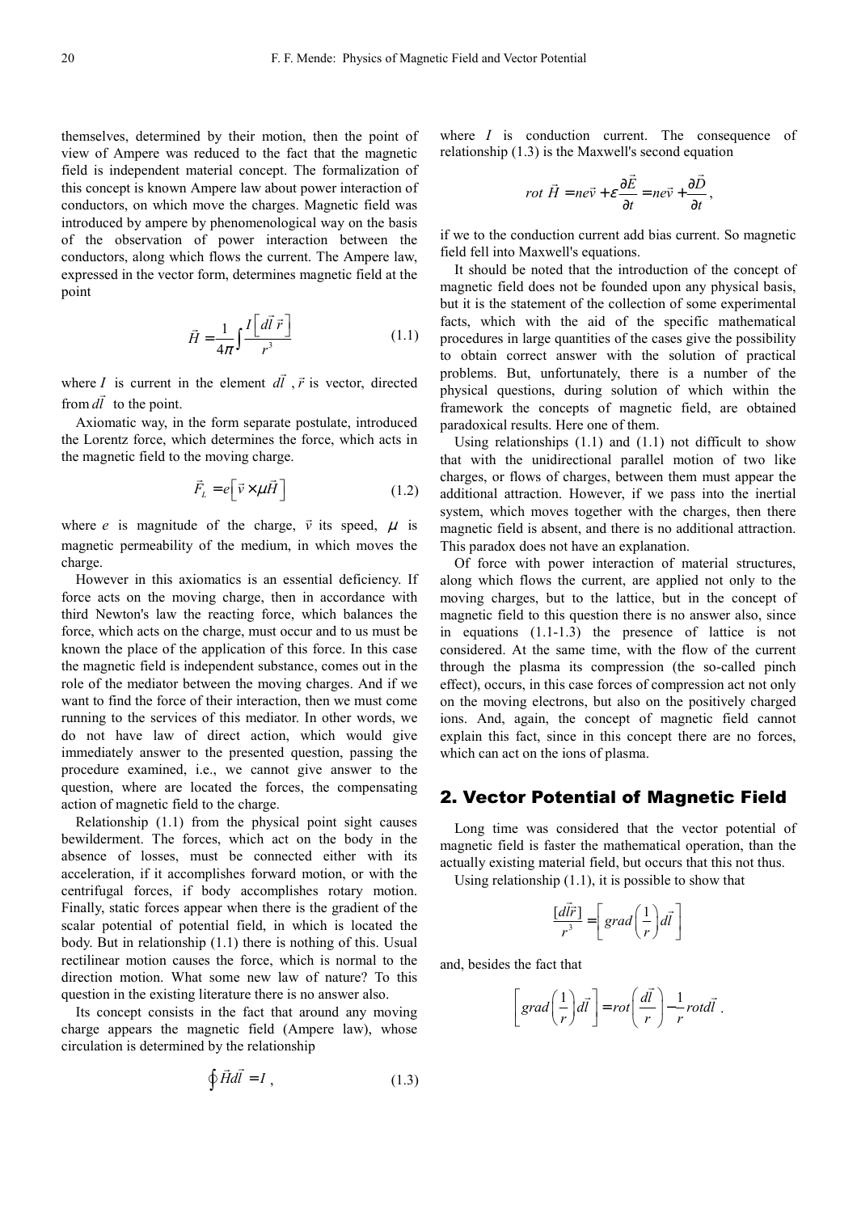themselves, determined by their motion, then the point of view of Ampere was reduced to the fact that the magnetic field is independent material concept. The formalization of this concept is known Ampere law about power interaction of conductors, on which move the charges. Magnetic field was introduced by ampere by phenomenological way on the basis of the observation of power interaction between the conductors, along which flows the current. The Ampere law, expressed in the vector form, determines magnetic field at the point

$$\vec{H} = \frac{1}{4\pi}\int \frac{I\left[d\vec{l}\,\vec{r}\right]}{r^3} \tag{1.1}$$

where $I$ is current in the element $d\vec{l}$, $\vec{r}$ is vector, directed from $d\vec{l}$ to the point.

Axiomatic way, in the form separate postulate, introduced the Lorentz force, which determines the force, which acts in the magnetic field to the moving charge.

$$\vec{F}_L = e\left[\vec{v} \times \mu\vec{H}\right] \tag{1.2}$$

where $e$ is magnitude of the charge, $\vec{v}$ its speed, $\mu$ is magnetic permeability of the medium, in which moves the charge.

However in this axiomatics is an essential deficiency. If force acts on the moving charge, then in accordance with third Newton's law the reacting force, which balances the force, which acts on the charge, must occur and to us must be known the place of the application of this force. In this case the magnetic field is independent substance, comes out in the role of the mediator between the moving charges. And if we want to find the force of their interaction, then we must come running to the services of this mediator. In other words, we do not have law of direct action, which would give immediately answer to the presented question, passing the procedure examined, i.e., we cannot give answer to the question, where are located the forces, the compensating action of magnetic field to the charge.

Relationship (1.1) from the physical point sight causes bewilderment. The forces, which act on the body in the absence of losses, must be connected either with its acceleration, if it accomplishes forward motion, or with the centrifugal forces, if body accomplishes rotary motion. Finally, static forces appear when there is the gradient of the scalar potential of potential field, in which is located the body. But in relationship (1.1) there is nothing of this. Usual rectilinear motion causes the force, which is normal to the direction motion. What some new law of nature? To this question in the existing literature there is no answer also.

Its concept consists in the fact that around any moving charge appears the magnetic field (Ampere law), whose circulation is determined by the relationship

$$\oint \vec{H}d\vec{l} = I\,, \tag{1.3}$$

where $I$ is conduction current. The consequence of relationship (1.3) is the Maxwell's second equation

$$rot\;\vec{H} = ne\vec{v} + \varepsilon\frac{\partial\vec{E}}{\partial t} = ne\vec{v} + \frac{\partial\vec{D}}{\partial t}\,,$$

if we to the conduction current add bias current. So magnetic field fell into Maxwell's equations.

It should be noted that the introduction of the concept of magnetic field does not be founded upon any physical basis, but it is the statement of the collection of some experimental facts, which with the aid of the specific mathematical procedures in large quantities of the cases give the possibility to obtain correct answer with the solution of practical problems. But, unfortunately, there is a number of the physical questions, during solution of which within the framework the concepts of magnetic field, are obtained paradoxical results. Here one of them.

Using relationships (1.1) and (1.1) not difficult to show that with the unidirectional parallel motion of two like charges, or flows of charges, between them must appear the additional attraction. However, if we pass into the inertial system, which moves together with the charges, then there magnetic field is absent, and there is no additional attraction. This paradox does not have an explanation.

Of force with power interaction of material structures, along which flows the current, are applied not only to the moving charges, but to the lattice, but in the concept of magnetic field to this question there is no answer also, since in equations (1.1-1.3) the presence of lattice is not considered. At the same time, with the flow of the current through the plasma its compression (the so-called pinch effect), occurs, in this case forces of compression act not only on the moving electrons, but also on the positively charged ions. And, again, the concept of magnetic field cannot explain this fact, since in this concept there are no forces, which can act on the ions of plasma.

## 2. Vector Potential of Magnetic Field

Long time was considered that the vector potential of magnetic field is faster the mathematical operation, than the actually existing material field, but occurs that this not thus.

Using relationship (1.1), it is possible to show that

$$\frac{[d\vec{l}\vec{r}]}{r^3} = \left[grad\left(\frac{1}{r}\right)d\vec{l}\right]$$

and, besides the fact that

$$\left[grad\left(\frac{1}{r}\right)d\vec{l}\right] = rot\left(\frac{d\vec{l}}{r}\right) - \frac{1}{r}rot d\vec{l}\,.$$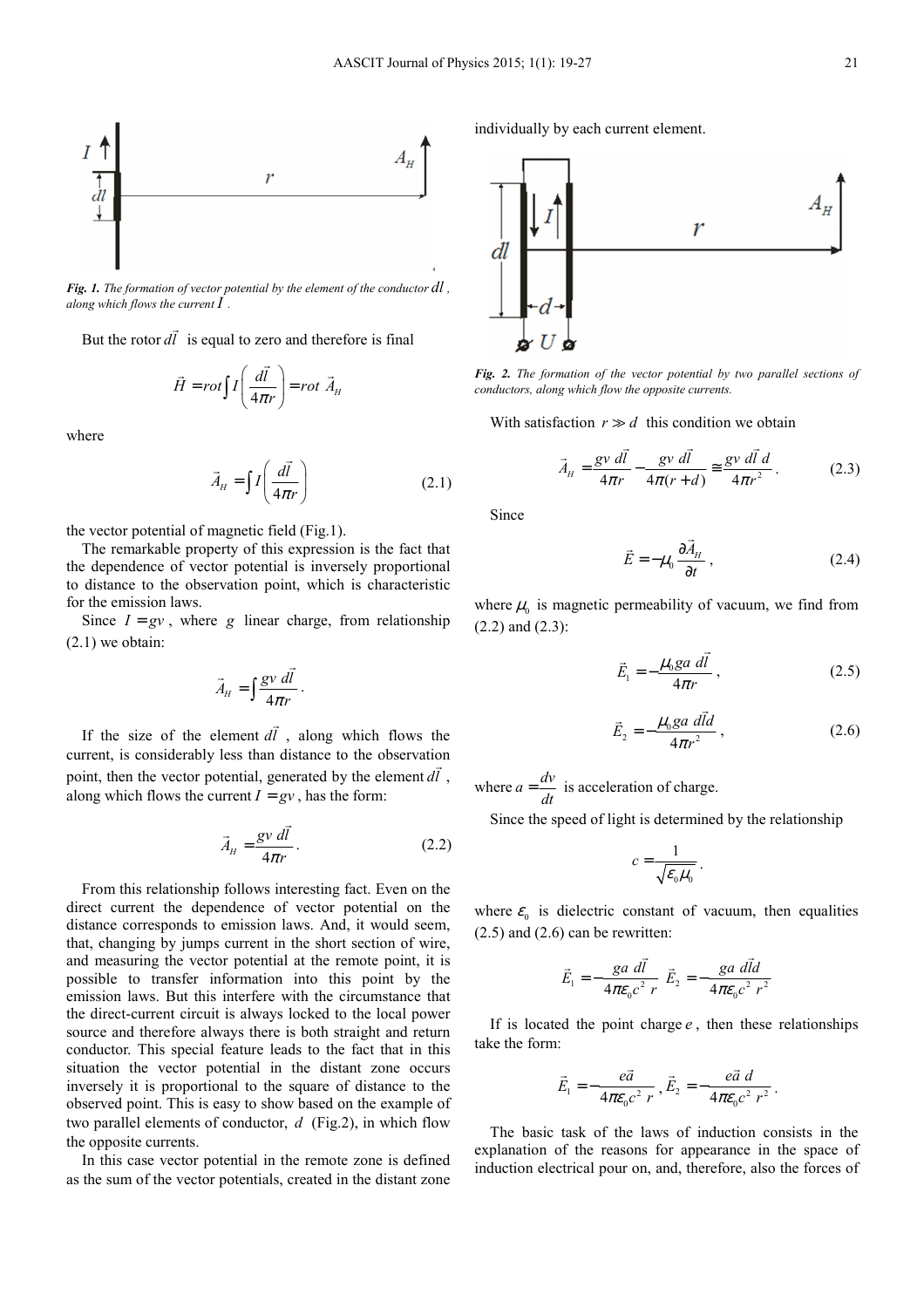*Fig. 1. The formation of vector potential by the element of the conductor $d\vec{l}$, along which flows the current $I$.*

But the rotor $d\vec{l}$ is equal to zero and therefore is final

$$\vec{H} = rot\int I\left(\frac{d\vec{l}}{4\pi r}\right) = rot\ \vec{A}_H$$

where

$$\vec{A}_H = \int I\left(\frac{d\vec{l}}{4\pi r}\right) \tag{2.1}$$

the vector potential of magnetic field (Fig.1).

The remarkable property of this expression is the fact that the dependence of vector potential is inversely proportional to distance to the observation point, which is characteristic for the emission laws.

Since $I = gv$, where $g$ linear charge, from relationship (2.1) we obtain:

$$\vec{A}_H = \int \frac{gv\ d\vec{l}}{4\pi r}.$$

If the size of the element $d\vec{l}$, along which flows the current, is considerably less than distance to the observation point, then the vector potential, generated by the element $d\vec{l}$, along which flows the current $I = gv$, has the form:

$$\vec{A}_H = \frac{gv\ d\vec{l}}{4\pi r}. \tag{2.2}$$

From this relationship follows interesting fact. Even on the direct current the dependence of vector potential on the distance corresponds to emission laws. And, it would seem, that, changing by jumps current in the short section of wire, and measuring the vector potential at the remote point, it is possible to transfer information into this point by the emission laws. But this interfere with the circumstance that the direct-current circuit is always locked to the local power source and therefore always there is both straight and return conductor. This special feature leads to the fact that in this situation the vector potential in the distant zone occurs inversely it is proportional to the square of distance to the observed point. This is easy to show based on the example of two parallel elements of conductor, $d$ (Fig.2), in which flow the opposite currents.

In this case vector potential in the remote zone is defined as the sum of the vector potentials, created in the distant zone individually by each current element.

*Fig. 2. The formation of the vector potential by two parallel sections of conductors, along which flow the opposite currents.*

With satisfaction $r \gg d$ this condition we obtain

$$\vec{A}_H = \frac{gv\ d\vec{l}}{4\pi r} - \frac{gv\ d\vec{l}}{4\pi(r+d)} \cong \frac{gv\ d\vec{l}\ d}{4\pi r^2}. \tag{2.3}$$

Since

$$\vec{E} = -\mu_0 \frac{\partial \vec{A}_H}{\partial t}, \tag{2.4}$$

where $\mu_0$ is magnetic permeability of vacuum, we find from (2.2) and (2.3):

$$\vec{E}_1 = -\frac{\mu_0 ga\ d\vec{l}}{4\pi r}, \tag{2.5}$$

$$\vec{E}_2 = -\frac{\mu_0 ga\ d\vec{l}d}{4\pi r^2}, \tag{2.6}$$

where $a = \frac{dv}{dt}$ is acceleration of charge.

Since the speed of light is determined by the relationship

$$c = \frac{1}{\sqrt{\varepsilon_0 \mu_0}}.$$

where $\varepsilon_0$ is dielectric constant of vacuum, then equalities (2.5) and (2.6) can be rewritten:

$$\vec{E}_1 = -\frac{ga\ d\vec{l}}{4\pi\varepsilon_0 c^2\ r}\ \ \vec{E}_2 = -\frac{ga\ d\vec{l}d}{4\pi\varepsilon_0 c^2\ r^2}$$

If is located the point charge $e$, then these relationships take the form:

$$\vec{E}_1 = -\frac{e\vec{a}}{4\pi\varepsilon_0 c^2\ r}, \vec{E}_2 = -\frac{e\vec{a}\ d}{4\pi\varepsilon_0 c^2\ r^2}.$$

The basic task of the laws of induction consists in the explanation of the reasons for appearance in the space of induction electrical pour on, and, therefore, also the forces of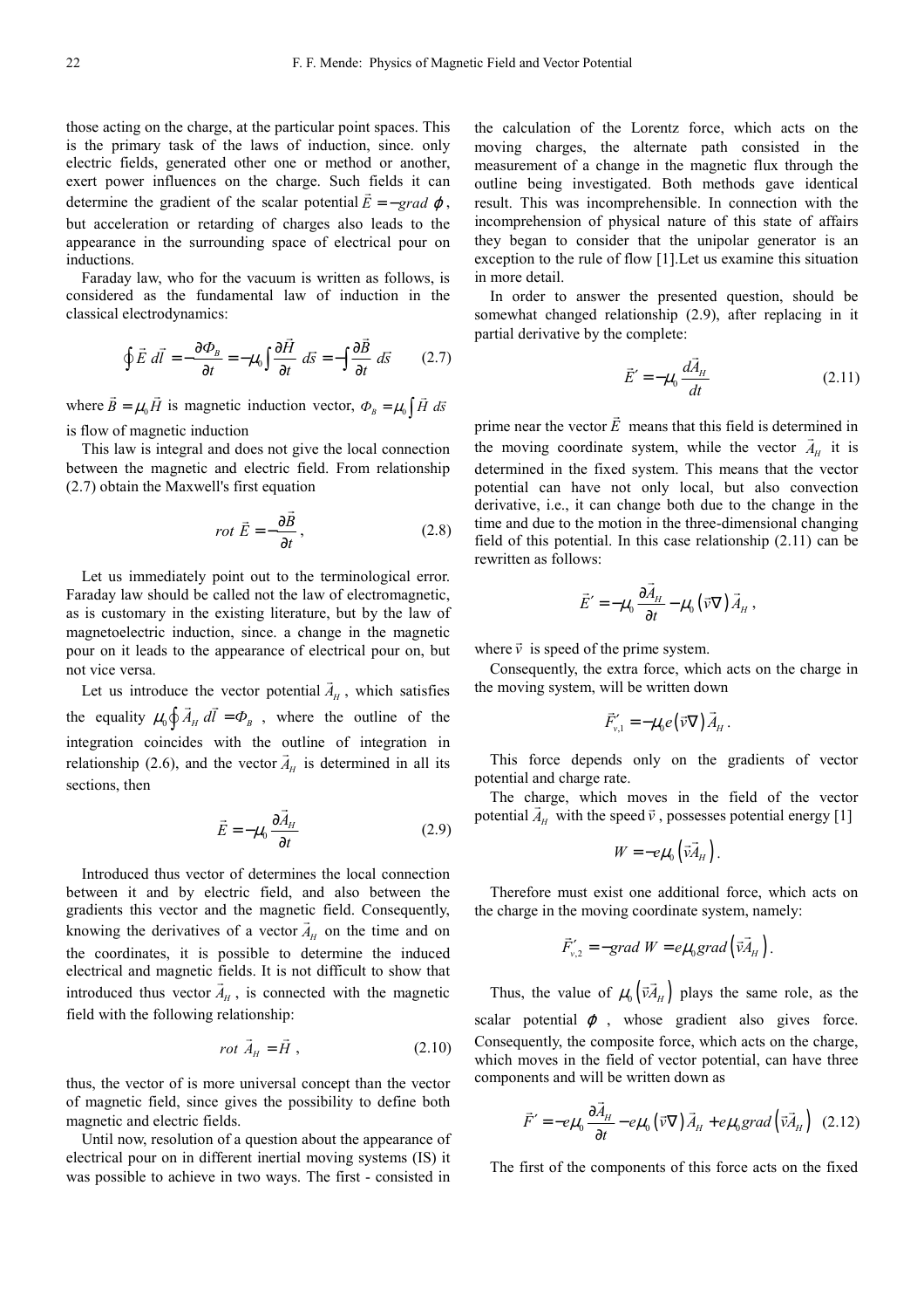those acting on the charge, at the particular point spaces. This is the primary task of the laws of induction, since. only electric fields, generated other one or method or another, exert power influences on the charge. Such fields it can determine the gradient of the scalar potential $\vec{E} = -grad\ \varphi$, but acceleration or retarding of charges also leads to the appearance in the surrounding space of electrical pour on inductions.

Faraday law, who for the vacuum is written as follows, is considered as the fundamental law of induction in the classical electrodynamics:

$$\oint \vec{E}\ d\vec{l} = -\frac{\partial \Phi_B}{\partial t} = -\mu_0 \int \frac{\partial \vec{H}}{\partial t}\ d\vec{s} = -\int \frac{\partial \vec{B}}{\partial t}\ d\vec{s} \qquad (2.7)$$

where $\vec{B} = \mu_0 \vec{H}$ is magnetic induction vector, $\Phi_B = \mu_0 \int \vec{H}\ d\vec{s}$ is flow of magnetic induction

This law is integral and does not give the local connection between the magnetic and electric field. From relationship (2.7) obtain the Maxwell's first equation

$$rot\ \vec{E} = -\frac{\partial \vec{B}}{\partial t}, \qquad (2.8)$$

Let us immediately point out to the terminological error. Faraday law should be called not the law of electromagnetic, as is customary in the existing literature, but by the law of magnetoelectric induction, since. a change in the magnetic pour on it leads to the appearance of electrical pour on, but not vice versa.

Let us introduce the vector potential $\vec{A}_H$, which satisfies the equality $\mu_0 \oint \vec{A}_H\ d\vec{l} = \Phi_B$, where the outline of the integration coincides with the outline of integration in relationship (2.6), and the vector $\vec{A}_H$ is determined in all its sections, then

$$\vec{E} = -\mu_0 \frac{\partial \vec{A}_H}{\partial t} \qquad (2.9)$$

Introduced thus vector of determines the local connection between it and by electric field, and also between the gradients this vector and the magnetic field. Consequently, knowing the derivatives of a vector $\vec{A}_H$ on the time and on the coordinates, it is possible to determine the induced electrical and magnetic fields. It is not difficult to show that introduced thus vector $\vec{A}_H$, is connected with the magnetic field with the following relationship:

$$rot\ \vec{A}_H = \vec{H}, \qquad (2.10)$$

thus, the vector of is more universal concept than the vector of magnetic field, since gives the possibility to define both magnetic and electric fields.

Until now, resolution of a question about the appearance of electrical pour on in different inertial moving systems (IS) it was possible to achieve in two ways. The first - consisted in the calculation of the Lorentz force, which acts on the moving charges, the alternate path consisted in the measurement of a change in the magnetic flux through the outline being investigated. Both methods gave identical result. This was incomprehensible. In connection with the incomprehension of physical nature of this state of affairs they began to consider that the unipolar generator is an exception to the rule of flow [1].Let us examine this situation in more detail.

In order to answer the presented question, should be somewhat changed relationship (2.9), after replacing in it partial derivative by the complete:

$$\vec{E}' = -\mu_0 \frac{d\vec{A}_H}{dt} \qquad (2.11)$$

prime near the vector $\vec{E}$ means that this field is determined in the moving coordinate system, while the vector $\vec{A}_H$ it is determined in the fixed system. This means that the vector potential can have not only local, but also convection derivative, i.e., it can change both due to the change in the time and due to the motion in the three-dimensional changing field of this potential. In this case relationship (2.11) can be rewritten as follows:

$$\vec{E}' = -\mu_0 \frac{\partial \vec{A}_H}{\partial t} - \mu_0 (\vec{v}\nabla)\vec{A}_H,$$

where $\vec{v}$ is speed of the prime system.

Consequently, the extra force, which acts on the charge in the moving system, will be written down

$$\vec{F}'_{v,1} = -\mu_0 e(\vec{v}\nabla)\vec{A}_H.$$

This force depends only on the gradients of vector potential and charge rate.

The charge, which moves in the field of the vector potential $\vec{A}_H$ with the speed $\vec{v}$, possesses potential energy [1]

$$W = -e\mu_0 (\vec{v}\vec{A}_H).$$

Therefore must exist one additional force, which acts on the charge in the moving coordinate system, namely:

$$\vec{F}'_{v,2} = -grad\ W = e\mu_0 grad(\vec{v}\vec{A}_H).$$

Thus, the value of $\mu_0(\vec{v}\vec{A}_H)$ plays the same role, as the scalar potential $\varphi$, whose gradient also gives force. Consequently, the composite force, which acts on the charge, which moves in the field of vector potential, can have three components and will be written down as

$$\vec{F}' = -e\mu_0 \frac{\partial \vec{A}_H}{\partial t} - e\mu_0 (\vec{v}\nabla)\vec{A}_H + e\mu_0 grad(\vec{v}\vec{A}_H) \quad (2.12)$$

The first of the components of this force acts on the fixed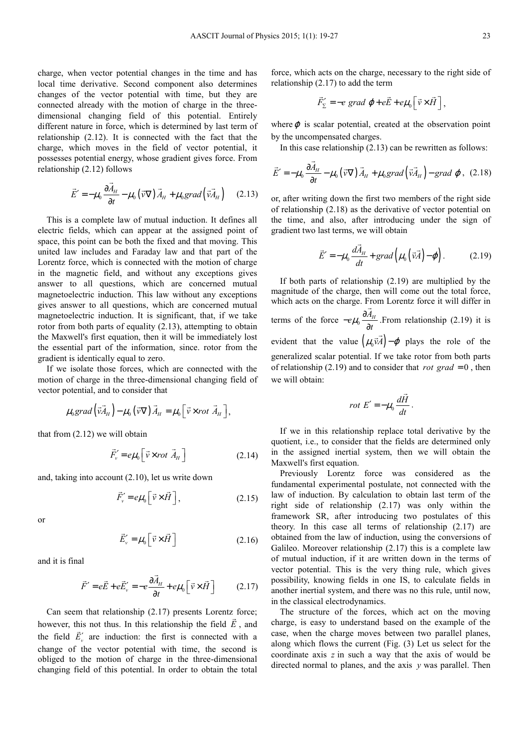charge, when vector potential changes in the time and has local time derivative. Second component also determines changes of the vector potential with time, but they are connected already with the motion of charge in the three-dimensional changing field of this potential. Entirely different nature in force, which is determined by last term of relationship (2.12). It is connected with the fact that the charge, which moves in the field of vector potential, it possesses potential energy, whose gradient gives force. From relationship (2.12) follows

$$\vec{E}' = -\mu_0 \frac{\partial \vec{A}_H}{\partial t} - \mu_0 \left(\vec{v}\nabla\right)\vec{A}_H + \mu_0 grad\left(\vec{v}\vec{A}_H\right) \qquad (2.13)$$

This is a complete law of mutual induction. It defines all electric fields, which can appear at the assigned point of space, this point can be both the fixed and that moving. This united law includes and Faraday law and that part of the Lorentz force, which is connected with the motion of charge in the magnetic field, and without any exceptions gives answer to all questions, which are concerned mutual magnetoelectric induction. This law without any exceptions gives answer to all questions, which are concerned mutual magnetoelectric induction. It is significant, that, if we take rotor from both parts of equality (2.13), attempting to obtain the Maxwell's first equation, then it will be immediately lost the essential part of the information, since. rotor from the gradient is identically equal to zero.

If we isolate those forces, which are connected with the motion of charge in the three-dimensional changing field of vector potential, and to consider that

$$\mu_0 grad\left(\vec{v}\vec{A}_H\right) - \mu_0\left(\vec{v}\nabla\right)\vec{A}_H = \mu_0\left[\vec{v}\times rot\ \vec{A}_H\right],$$

that from (2.12) we will obtain

$$\vec{F}_v' = e\mu_0\left[\vec{v}\times rot\ \vec{A}_H\right] \qquad (2.14)$$

and, taking into account (2.10), let us write down

$$\vec{F}_v' = e\mu_0\left[\vec{v}\times\vec{H}\right], \qquad (2.15)$$

or

$$\vec{E}_v' = \mu_0\left[\vec{v}\times\vec{H}\right] \qquad (2.16)$$

and it is final

$$\vec{F}' = e\vec{E} + e\vec{E}_v' = -e\frac{\partial \vec{A}_H}{\partial t} + e\mu_0\left[\vec{v}\times\vec{H}\right] \qquad (2.17)$$

Can seem that relationship (2.17) presents Lorentz force; however, this not thus. In this relationship the field $\vec{E}$, and the field $\vec{E}_v'$ are induction: the first is connected with a change of the vector potential with time, the second is obliged to the motion of charge in the three-dimensional changing field of this potential. In order to obtain the total force, which acts on the charge, necessary to the right side of relationship (2.17) to add the term

$$\vec{F}_\Sigma' = -e\ grad\ \varphi + e\vec{E} + e\mu_0\left[\vec{v}\times\vec{H}\right],$$

where $\varphi$ is scalar potential, created at the observation point by the uncompensated charges.

In this case relationship (2.13) can be rewritten as follows:

$$\vec{E}' = -\mu_0 \frac{\partial \vec{A}_H}{\partial t} - \mu_0\left(\vec{v}\nabla\right)\vec{A}_H + \mu_0 grad\left(\vec{v}\vec{A}_H\right) - grad\ \varphi, \quad (2.18)$$

or, after writing down the first two members of the right side of relationship (2.18) as the derivative of vector potential on the time, and also, after introducing under the sign of gradient two last terms, we will obtain

$$\vec{E}' = -\mu_0\frac{d\vec{A}_H}{dt} + grad\left(\mu_0\left(\vec{v}\vec{A}\right) - \varphi\right). \qquad (2.19)$$

If both parts of relationship (2.19) are multiplied by the magnitude of the charge, then will come out the total force, which acts on the charge. From Lorentz force it will differ in terms of the force $-e\mu_0\frac{\partial \vec{A}_H}{\partial t}$.From relationship (2.19) it is evident that the value $\left(\mu_0\vec{v}\vec{A}\right) - \varphi$ plays the role of the generalized scalar potential. If we take rotor from both parts of relationship (2.19) and to consider that $rot\ grad = 0$, then we will obtain:

$$rot\ E' = -\mu_0\frac{d\vec{H}}{dt}.$$

If we in this relationship replace total derivative by the quotient, i.e., to consider that the fields are determined only in the assigned inertial system, then we will obtain the Maxwell's first equation.

Previously Lorentz force was considered as the fundamental experimental postulate, not connected with the law of induction. By calculation to obtain last term of the right side of relationship (2.17) was only within the framework SR, after introducing two postulates of this theory. In this case all terms of relationship (2.17) are obtained from the law of induction, using the conversions of Galileo. Moreover relationship (2.17) this is a complete law of mutual induction, if it are written down in the terms of vector potential. This is the very thing rule, which gives possibility, knowing fields in one IS, to calculate fields in another inertial system, and there was no this rule, until now, in the classical electrodynamics.

The structure of the forces, which act on the moving charge, is easy to understand based on the example of the case, when the charge moves between two parallel planes, along which flows the current (Fig. (3) Let us select for the coordinate axis *z* in such a way that the axis of would be directed normal to planes, and the axis *y* was parallel. Then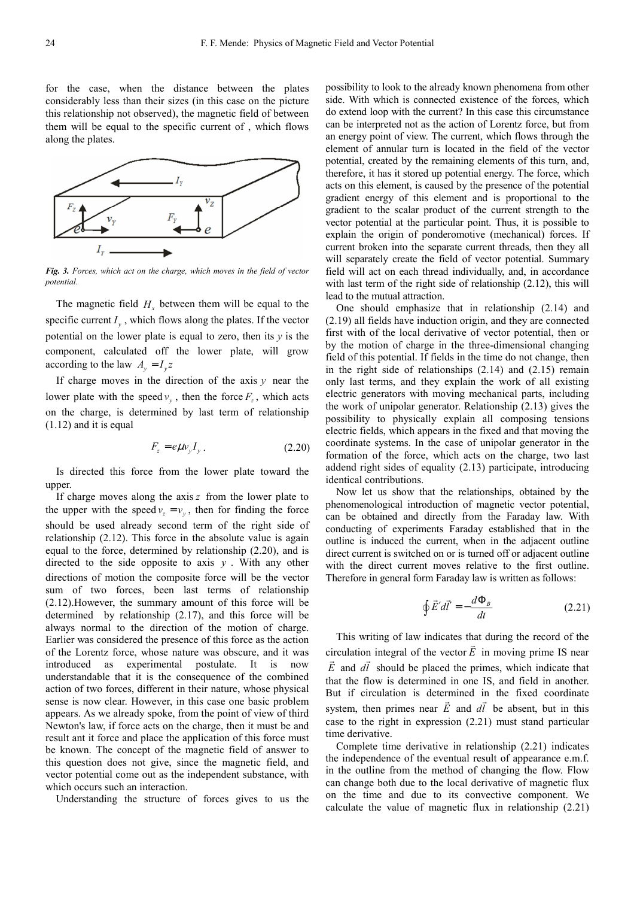for the case, when the distance between the plates considerably less than their sizes (in this case on the picture this relationship not observed), the magnetic field of between them will be equal to the specific current of , which flows along the plates.

*Fig. 3. Forces, which act on the charge, which moves in the field of vector potential.*

The magnetic field $H_x$ between them will be equal to the specific current $I_y$, which flows along the plates. If the vector potential on the lower plate is equal to zero, then its *y* is the component, calculated off the lower plate, will grow according to the law $A_y = I_y z$

If charge moves in the direction of the axis $y$ near the lower plate with the speed $v_y$, then the force $F_z$, which acts on the charge, is determined by last term of relationship (1.12) and it is equal

$$F_z = e\mu v_y I_y \,. \tag{2.20}$$

Is directed this force from the lower plate toward the upper.

If charge moves along the axis $z$ from the lower plate to the upper with the speed $v_z = v_y$, then for finding the force should be used already second term of the right side of relationship (2.12). This force in the absolute value is again equal to the force, determined by relationship (2.20), and is directed to the side opposite to axis $y$. With any other directions of motion the composite force will be the vector sum of two forces, been last terms of relationship (2.12).However, the summary amount of this force will be determined by relationship (2.17), and this force will be always normal to the direction of the motion of charge. Earlier was considered the presence of this force as the action of the Lorentz force, whose nature was obscure, and it was introduced as experimental postulate. It is now understandable that it is the consequence of the combined action of two forces, different in their nature, whose physical sense is now clear. However, in this case one basic problem appears. As we already spoke, from the point of view of third Newton's law, if force acts on the charge, then it must be and result ant it force and place the application of this force must be known. The concept of the magnetic field of answer to this question does not give, since the magnetic field, and vector potential come out as the independent substance, with which occurs such an interaction.

Understanding the structure of forces gives to us the possibility to look to the already known phenomena from other side. With which is connected existence of the forces, which do extend loop with the current? In this case this circumstance can be interpreted not as the action of Lorentz force, but from an energy point of view. The current, which flows through the element of annular turn is located in the field of the vector potential, created by the remaining elements of this turn, and, therefore, it has it stored up potential energy. The force, which acts on this element, is caused by the presence of the potential gradient energy of this element and is proportional to the gradient to the scalar product of the current strength to the vector potential at the particular point. Thus, it is possible to explain the origin of ponderomotive (mechanical) forces. If current broken into the separate current threads, then they all will separately create the field of vector potential. Summary field will act on each thread individually, and, in accordance with last term of the right side of relationship (2.12), this will lead to the mutual attraction.

One should emphasize that in relationship (2.14) and (2.19) all fields have induction origin, and they are connected first with of the local derivative of vector potential, then or by the motion of charge in the three-dimensional changing field of this potential. If fields in the time do not change, then in the right side of relationships (2.14) and (2.15) remain only last terms, and they explain the work of all existing electric generators with moving mechanical parts, including the work of unipolar generator. Relationship (2.13) gives the possibility to physically explain all composing tensions electric fields, which appears in the fixed and that moving the coordinate systems. In the case of unipolar generator in the formation of the force, which acts on the charge, two last addend right sides of equality (2.13) participate, introducing identical contributions.

Now let us show that the relationships, obtained by the phenomenological introduction of magnetic vector potential, can be obtained and directly from the Faraday law. With conducting of experiments Faraday established that in the outline is induced the current, when in the adjacent outline direct current is switched on or is turned off or adjacent outline with the direct current moves relative to the first outline. Therefore in general form Faraday law is written as follows:

$$\oint \vec{E}'d\vec{l}' = -\frac{d\Phi_B}{dt} \tag{2.21}$$

This writing of law indicates that during the record of the circulation integral of the vector $\vec{E}$ in moving prime IS near $\vec{E}$ and $d\vec{l}$ should be placed the primes, which indicate that that the flow is determined in one IS, and field in another. But if circulation is determined in the fixed coordinate system, then primes near $\vec{E}$ and $d\vec{l}$ be absent, but in this case to the right in expression (2.21) must stand particular time derivative.

Complete time derivative in relationship (2.21) indicates the independence of the eventual result of appearance e.m.f. in the outline from the method of changing the flow. Flow can change both due to the local derivative of magnetic flux on the time and due to its convective component. We calculate the value of magnetic flux in relationship (2.21)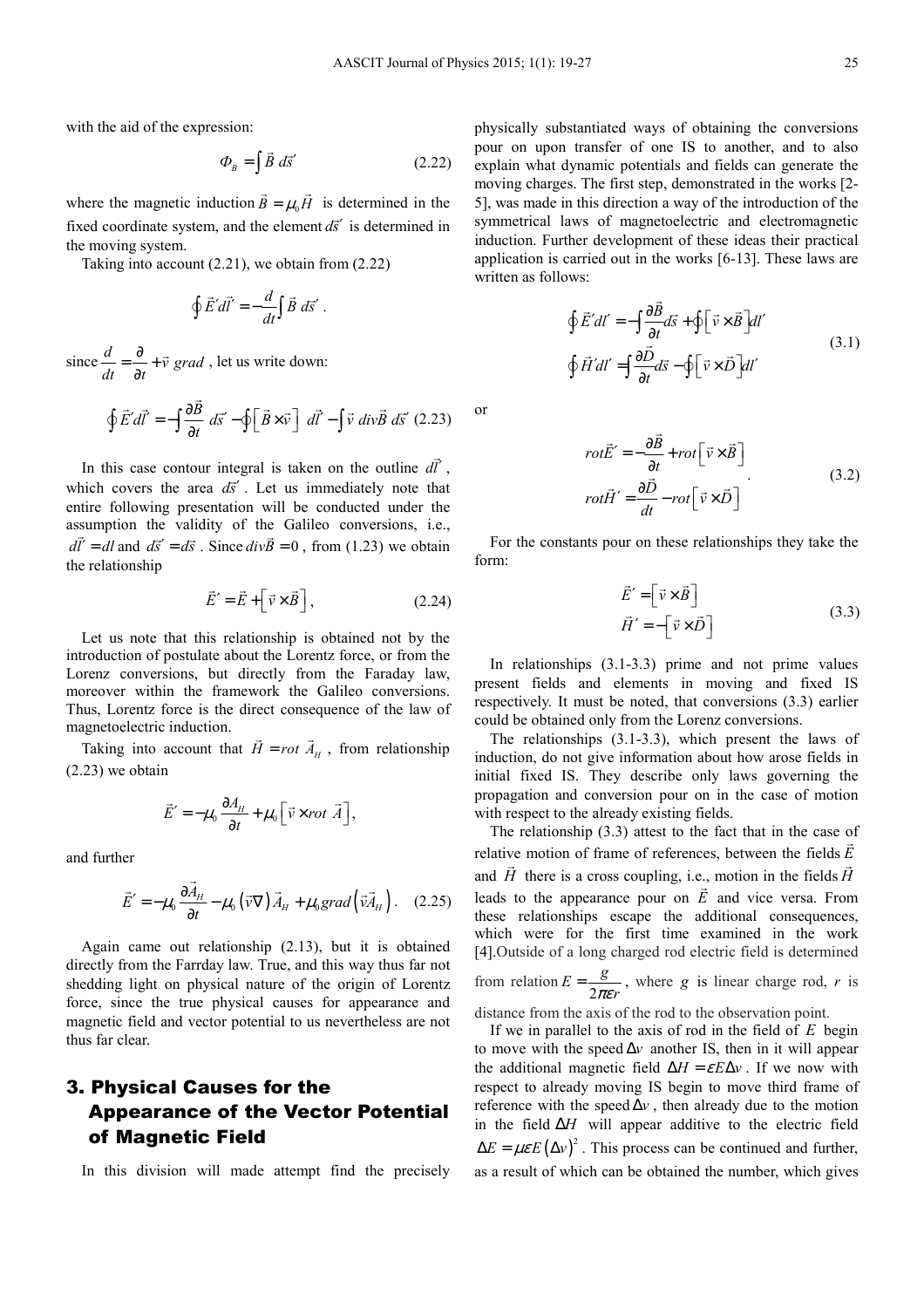with the aid of the expression:

$$\Phi_B = \int \vec{B}\, d\vec{s}' \tag{2.22}$$

where the magnetic induction $\vec{B} = \mu_0 \vec{H}$ is determined in the fixed coordinate system, and the element $d\vec{s}'$ is determined in the moving system.

Taking into account (2.21), we obtain from (2.22)

$$\oint \vec{E}' d\vec{l}' = -\frac{d}{dt}\int \vec{B}\, d\vec{s}' .$$

since $\frac{d}{dt} = \frac{\partial}{\partial t} + \vec{v}\ grad$ , let us write down:

$$\oint \vec{E}' d\vec{l}' = -\int \frac{\partial \vec{B}}{\partial t}\, d\vec{s}' - \oint \left[\vec{B} \times \vec{v}\right]\, d\vec{l}' - \int \vec{v}\ div\vec{B}\ d\vec{s}' \tag{2.23}$$

In this case contour integral is taken on the outline $d\vec{l}'$, which covers the area $d\vec{s}'$. Let us immediately note that entire following presentation will be conducted under the assumption the validity of the Galileo conversions, i.e., $d\vec{l}' = dl$ and $d\vec{s}' = d\vec{s}$. Since $div\vec{B} = 0$, from (1.23) we obtain the relationship

$$\vec{E}' = \vec{E} + \left[\vec{v} \times \vec{B}\right], \tag{2.24}$$

Let us note that this relationship is obtained not by the introduction of postulate about the Lorentz force, or from the Lorenz conversions, but directly from the Faraday law, moreover within the framework the Galileo conversions. Thus, Lorentz force is the direct consequence of the law of magnetoelectric induction.

Taking into account that $\vec{H} = rot\ \vec{A}_H$, from relationship (2.23) we obtain

$$\vec{E}' = -\mu_0 \frac{\partial A_H}{\partial t} + \mu_0 \left[\vec{v} \times rot\ \vec{A}\right],$$

and further

$$\vec{E}' = -\mu_0 \frac{\partial \vec{A}_H}{\partial t} - \mu_0 \left(\vec{v}\nabla\right)\vec{A}_H + \mu_0 grad\left(\vec{v}\vec{A}_H\right). \tag{2.25}$$

Again came out relationship (2.13), but it is obtained directly from the Farrday law. True, and this way thus far not shedding light on physical nature of the origin of Lorentz force, since the true physical causes for appearance and magnetic field and vector potential to us nevertheless are not thus far clear.

## 3. Physical Causes for the Appearance of the Vector Potential of Magnetic Field

In this division will made attempt find the precisely physically substantiated ways of obtaining the conversions pour on upon transfer of one IS to another, and to also explain what dynamic potentials and fields can generate the moving charges. The first step, demonstrated in the works [2-5], was made in this direction a way of the introduction of the symmetrical laws of magnetoelectric and electromagnetic induction. Further development of these ideas their practical application is carried out in the works [6-13]. These laws are written as follows:

$$\begin{aligned}
\oint \vec{E}' dl' &= -\int \frac{\partial \vec{B}}{\partial t} d\vec{s} + \oint \left[\vec{v} \times \vec{B}\right] dl' \\
\oint \vec{H}' dl' &= \int \frac{\partial \vec{D}}{\partial t} d\vec{s} - \oint \left[\vec{v} \times \vec{D}\right] dl'
\end{aligned} \tag{3.1}$$

or

$$\begin{aligned}
rot\vec{E}' &= -\frac{\partial \vec{B}}{\partial t} + rot\left[\vec{v} \times \vec{B}\right] \\
rot\vec{H}' &= \frac{\partial \vec{D}}{dt} - rot\left[\vec{v} \times \vec{D}\right]
\end{aligned} . \tag{3.2}$$

For the constants pour on these relationships they take the form:

$$\begin{aligned}
\vec{E}' &= \left[\vec{v} \times \vec{B}\right] \\
\vec{H}' &= -\left[\vec{v} \times \vec{D}\right]
\end{aligned} \tag{3.3}$$

In relationships (3.1-3.3) prime and not prime values present fields and elements in moving and fixed IS respectively. It must be noted, that conversions (3.3) earlier could be obtained only from the Lorenz conversions.

The relationships (3.1-3.3), which present the laws of induction, do not give information about how arose fields in initial fixed IS. They describe only laws governing the propagation and conversion pour on in the case of motion with respect to the already existing fields.

The relationship (3.3) attest to the fact that in the case of relative motion of frame of references, between the fields $\vec{E}$ and $\vec{H}$ there is a cross coupling, i.e., motion in the fields $\vec{H}$ leads to the appearance pour on $\vec{E}$ and vice versa. From these relationships escape the additional consequences, which were for the first time examined in the work [4]. Outside of a long charged rod electric field is determined from relation $E = \frac{g}{2\pi\varepsilon r}$, where $g$ is linear charge rod, $r$ is distance from the axis of the rod to the observation point.

If we in parallel to the axis of rod in the field of $E$ begin to move with the speed $\Delta v$ another IS, then in it will appear the additional magnetic field $\Delta H = \varepsilon E \Delta v$. If we now with respect to already moving IS begin to move third frame of reference with the speed $\Delta v$, then already due to the motion in the field $\Delta H$ will appear additive to the electric field $\Delta E = \mu\varepsilon E\left(\Delta v\right)^2$. This process can be continued and further, as a result of which can be obtained the number, which gives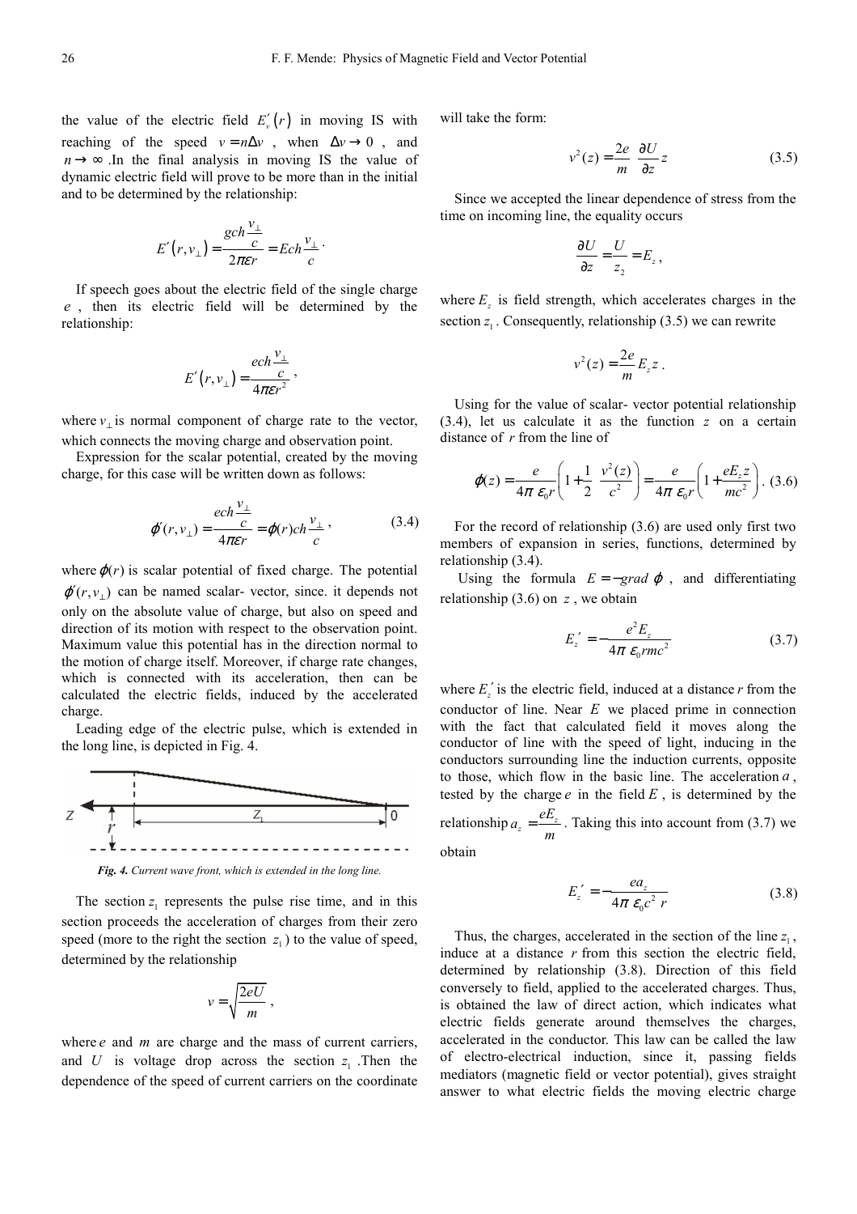the value of the electric field $E_v'(r)$ in moving IS with reaching of the speed $v = n\Delta v$, when $\Delta v \to 0$, and $n \to \infty$. In the final analysis in moving IS the value of dynamic electric field will prove to be more than in the initial and to be determined by the relationship:

$$E'(r, v_\perp) = \frac{gch\frac{v_\perp}{c}}{2\pi\varepsilon r} = Ech\frac{v_\perp}{c}.$$

If speech goes about the electric field of the single charge $e$, then its electric field will be determined by the relationship:

$$E'(r, v_\perp) = \frac{ech\frac{v_\perp}{c}}{4\pi\varepsilon r^2},$$

where $v_\perp$ is normal component of charge rate to the vector, which connects the moving charge and observation point.

Expression for the scalar potential, created by the moving charge, for this case will be written down as follows:

$$\varphi'(r, v_\perp) = \frac{ech\frac{v_\perp}{c}}{4\pi\varepsilon r} = \varphi(r)ch\frac{v_\perp}{c}, \tag{3.4}$$

where $\varphi(r)$ is scalar potential of fixed charge. The potential $\varphi'(r, v_\perp)$ can be named scalar- vector, since. it depends not only on the absolute value of charge, but also on speed and direction of its motion with respect to the observation point. Maximum value this potential has in the direction normal to the motion of charge itself. Moreover, if charge rate changes, which is connected with its acceleration, then can be calculated the electric fields, induced by the accelerated charge.

Leading edge of the electric pulse, which is extended in the long line, is depicted in Fig. 4.

*Fig. 4. Current wave front, which is extended in the long line.*

The section $z_1$ represents the pulse rise time, and in this section proceeds the acceleration of charges from their zero speed (more to the right the section $z_1$) to the value of speed, determined by the relationship

$$v = \sqrt{\frac{2eU}{m}},$$

where $e$ and $m$ are charge and the mass of current carriers, and $U$ is voltage drop across the section $z_1$. Then the dependence of the speed of current carriers on the coordinate will take the form:

$$v^2(z) = \frac{2e}{m}\frac{\partial U}{\partial z}z \tag{3.5}$$

Since we accepted the linear dependence of stress from the time on incoming line, the equality occurs

$$\frac{\partial U}{\partial z} = \frac{U}{z_2} = E_z,$$

where $E_z$ is field strength, which accelerates charges in the section $z_1$. Consequently, relationship (3.5) we can rewrite

$$v^2(z) = \frac{2e}{m}E_z z.$$

Using for the value of scalar- vector potential relationship (3.4), let us calculate it as the function $z$ on a certain distance of $r$ from the line of

$$\varphi(z) = \frac{e}{4\pi\,\varepsilon_0 r}\left(1 + \frac{1}{2}\frac{v^2(z)}{c^2}\right) = \frac{e}{4\pi\,\varepsilon_0 r}\left(1 + \frac{eE_z z}{mc^2}\right). \tag{3.6}$$

For the record of relationship (3.6) are used only first two members of expansion in series, functions, determined by relationship (3.4).

Using the formula $E = -grad\,\varphi$, and differentiating relationship (3.6) on $z$, we obtain

$$E_z' = -\frac{e^2 E_z}{4\pi\,\varepsilon_0 rmc^2} \tag{3.7}$$

where $E_z'$ is the electric field, induced at a distance $r$ from the conductor of line. Near $E$ we placed prime in connection with the fact that calculated field it moves along the conductor of line with the speed of light, inducing in the conductors surrounding line the induction currents, opposite to those, which flow in the basic line. The acceleration $a$, tested by the charge $e$ in the field $E$, is determined by the relationship $a_z = \frac{eE_z}{m}$. Taking this into account from (3.7) we obtain

$$E_z' = -\frac{ea_z}{4\pi\,\varepsilon_0 c^2\, r} \tag{3.8}$$

Thus, the charges, accelerated in the section of the line $z_1$, induce at a distance $r$ from this section the electric field, determined by relationship (3.8). Direction of this field conversely to field, applied to the accelerated charges. Thus, is obtained the law of direct action, which indicates what electric fields generate around themselves the charges, accelerated in the conductor. This law can be called the law of electro-electrical induction, since it, passing fields mediators (magnetic field or vector potential), gives straight answer to what electric fields the moving electric charge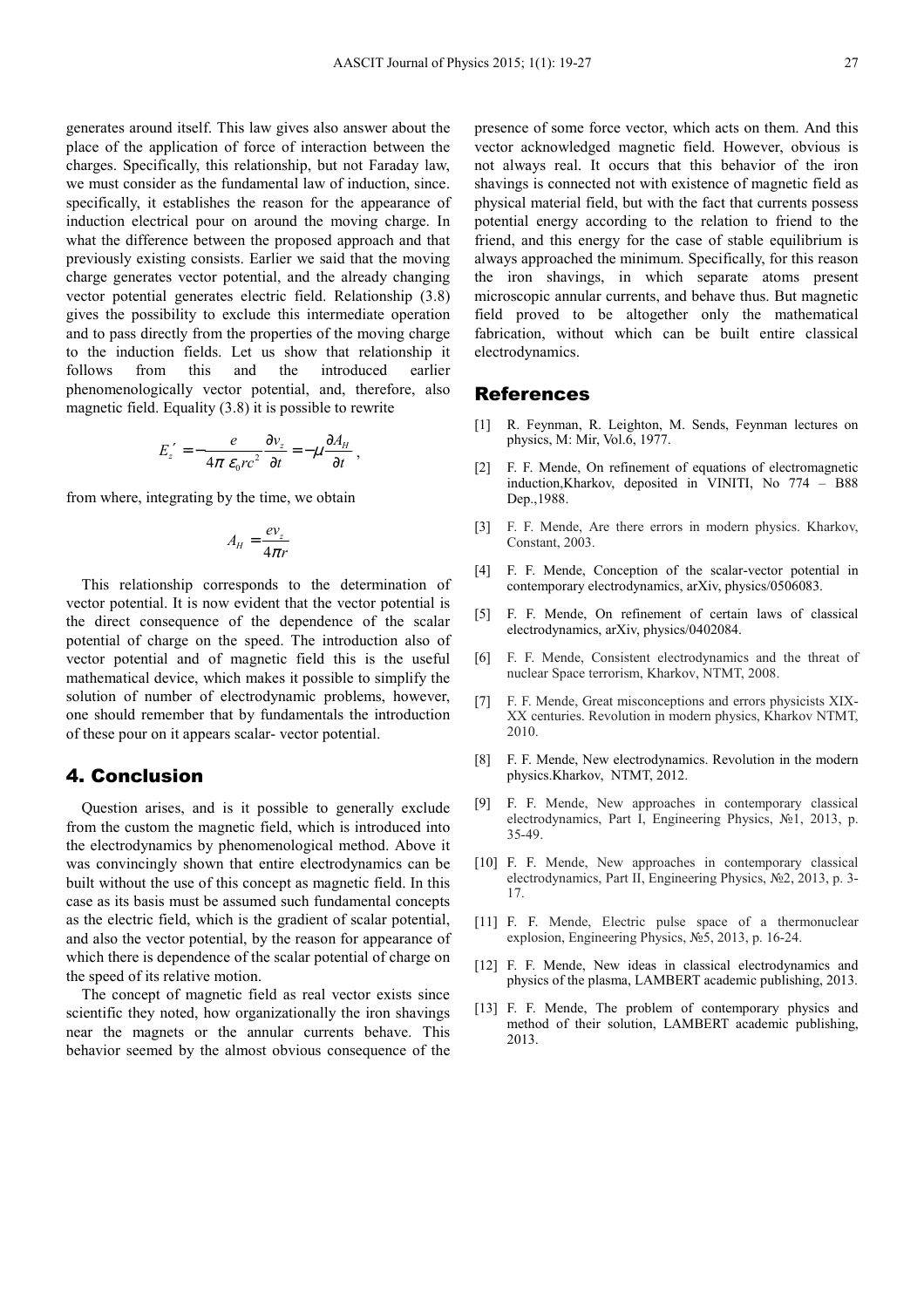generates around itself. This law gives also answer about the place of the application of force of interaction between the charges. Specifically, this relationship, but not Faraday law, we must consider as the fundamental law of induction, since. specifically, it establishes the reason for the appearance of induction electrical pour on around the moving charge. In what the difference between the proposed approach and that previously existing consists. Earlier we said that the moving charge generates vector potential, and the already changing vector potential generates electric field. Relationship (3.8) gives the possibility to exclude this intermediate operation and to pass directly from the properties of the moving charge to the induction fields. Let us show that relationship it follows from this and the introduced earlier phenomenologically vector potential, and, therefore, also magnetic field. Equality (3.8) it is possible to rewrite

$$E_z^{'} = -\frac{e}{4\pi\,\varepsilon_0 rc^2}\frac{\partial v_z}{\partial t} = -\mu\frac{\partial A_H}{\partial t},$$

from where, integrating by the time, we obtain

$$A_H = \frac{ev_z}{4\pi r}$$

This relationship corresponds to the determination of vector potential. It is now evident that the vector potential is the direct consequence of the dependence of the scalar potential of charge on the speed. The introduction also of vector potential and of magnetic field this is the useful mathematical device, which makes it possible to simplify the solution of number of electrodynamic problems, however, one should remember that by fundamentals the introduction of these pour on it appears scalar- vector potential.

## 4. Conclusion

Question arises, and is it possible to generally exclude from the custom the magnetic field, which is introduced into the electrodynamics by phenomenological method. Above it was convincingly shown that entire electrodynamics can be built without the use of this concept as magnetic field. In this case as its basis must be assumed such fundamental concepts as the electric field, which is the gradient of scalar potential, and also the vector potential, by the reason for appearance of which there is dependence of the scalar potential of charge on the speed of its relative motion.

The concept of magnetic field as real vector exists since scientific they noted, how organizationally the iron shavings near the magnets or the annular currents behave. This behavior seemed by the almost obvious consequence of the presence of some force vector, which acts on them. And this vector acknowledged magnetic field. However, obvious is not always real. It occurs that this behavior of the iron shavings is connected not with existence of magnetic field as physical material field, but with the fact that currents possess potential energy according to the relation to friend to the friend, and this energy for the case of stable equilibrium is always approached the minimum. Specifically, for this reason the iron shavings, in which separate atoms present microscopic annular currents, and behave thus. But magnetic field proved to be altogether only the mathematical fabrication, without which can be built entire classical electrodynamics.

## References

[1] R. Feynman, R. Leighton, M. Sends, Feynman lectures on physics, M: Mir, Vol.6, 1977.

[2] F. F. Mende, On refinement of equations of electromagnetic induction,Kharkov, deposited in VINITI, No 774 – B88 Dep.,1988.

[3] F. F. Mende, Are there errors in modern physics. Kharkov, Constant, 2003.

[4] F. F. Mende, Conception of the scalar-vector potential in contemporary electrodynamics, arXiv, physics/0506083.

[5] F. F. Mende, On refinement of certain laws of classical electrodynamics, arXiv, physics/0402084.

[6] F. F. Mende, Consistent electrodynamics and the threat of nuclear Space terrorism, Kharkov, NTMT, 2008.

[7] F. F. Mende, Great misconceptions and errors physicists XIX-XX centuries. Revolution in modern physics, Kharkov NTMT, 2010.

[8] F. F. Mende, New electrodynamics. Revolution in the modern physics.Kharkov, NTMT, 2012.

[9] F. F. Mende, New approaches in contemporary classical electrodynamics, Part I, Engineering Physics, №1, 2013, p. 35-49.

[10] F. F. Mende, New approaches in contemporary classical electrodynamics, Part II, Engineering Physics, №2, 2013, p. 3-17.

[11] F. F. Mende, Electric pulse space of a thermonuclear explosion, Engineering Physics, №5, 2013, p. 16-24.

[12] F. F. Mende, New ideas in classical electrodynamics and physics of the plasma, LAMBERT academic publishing, 2013.

[13] F. F. Mende, The problem of contemporary physics and method of their solution, LAMBERT academic publishing, 2013.